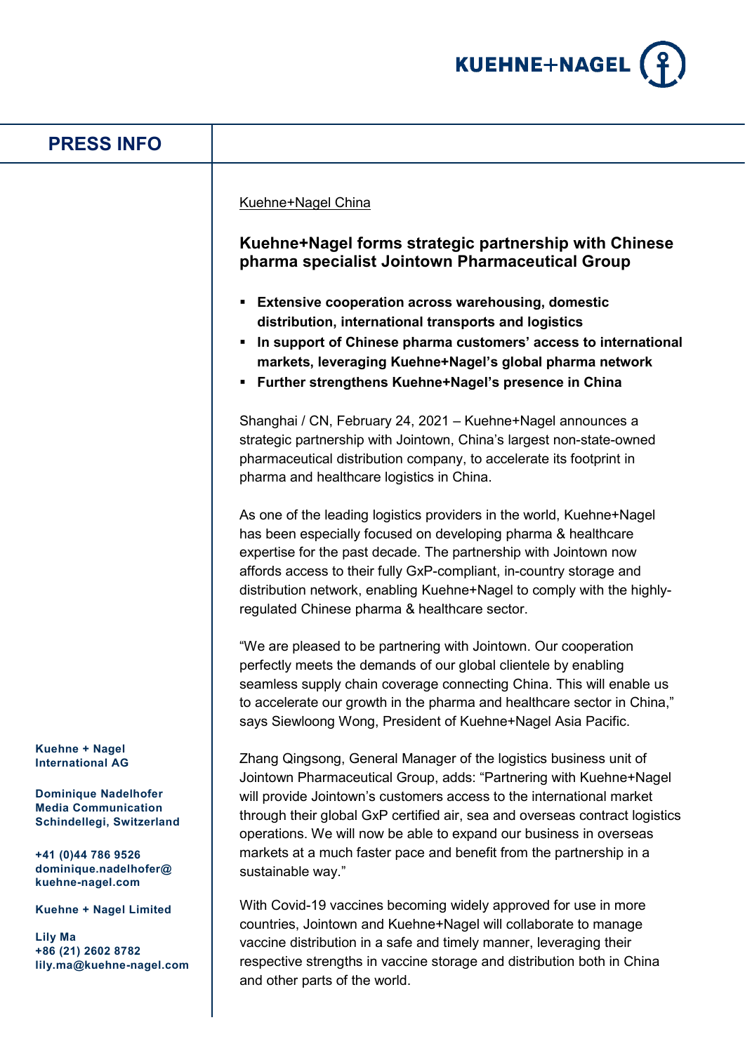# PRESS INFO

Kuehne+Nagel China

## Kuehne+Nagel forms strategic partnership with Chinese pharma specialist Jointown Pharmaceutical Group

- **Extensive cooperation across warehousing, domestic distribution, international transports and logistics**
- **In support of Chinese pharma customers' access to international markets, leveraging Kuehne+Nagel's global pharma network**
- **Further strengthens Kuehne+Nagel's presence in China**

Shanghai / CN, February 24, 2021 – Kuehne+Nagel announces a strategic partnership with Jointown, China's largest non-state-owned pharmaceutical distribution company, to accelerate its footprint in pharma and healthcare logistics in China.

As one of the leading logistics providers in the world, Kuehne+Nagel has been especially focused on developing pharma & healthcare expertise for the past decade. The partnership with Jointown now affords access to their fully GxP-compliant, in-country storage and distribution network, enabling Kuehne+Nagel to comply with the highly-regulated Chinese pharma & healthcare sector.

"We are pleased to be partnering with Jointown. Our cooperation perfectly meets the demands of our global clientele by enabling seamless supply chain coverage connecting China. This will enable us to accelerate our growth in the pharma and healthcare sector in China," says Siewloong Wong, President of Kuehne+Nagel Asia Pacific.

Zhang Qingsong, General Manager of the logistics business unit of Jointown Pharmaceutical Group, adds: "Partnering with Kuehne+Nagel will provide Jointown's customers access to the international market through their global GxP certified air, sea and overseas contract logistics operations. We will now be able to expand our business in overseas markets at a much faster pace and benefit from the partnership in a sustainable way."

With Covid-19 vaccines becoming widely approved for use in more countries, Jointown and Kuehne+Nagel will collaborate to manage vaccine distribution in a safe and timely manner, leveraging their respective strengths in vaccine storage and distribution both in China and other parts of the world.

**Kuehne + Nagel International AG**

**Dominique Nadelhofer**
**Media Communication**
**Schindellegi, Switzerland**

**+41 (0)44 786 9526**
**dominique.nadelhofer@kuehne-nagel.com**

**Kuehne + Nagel Limited**

**Lily Ma**
**+86 (21) 2602 8782**
**lily.ma@kuehne-nagel.com**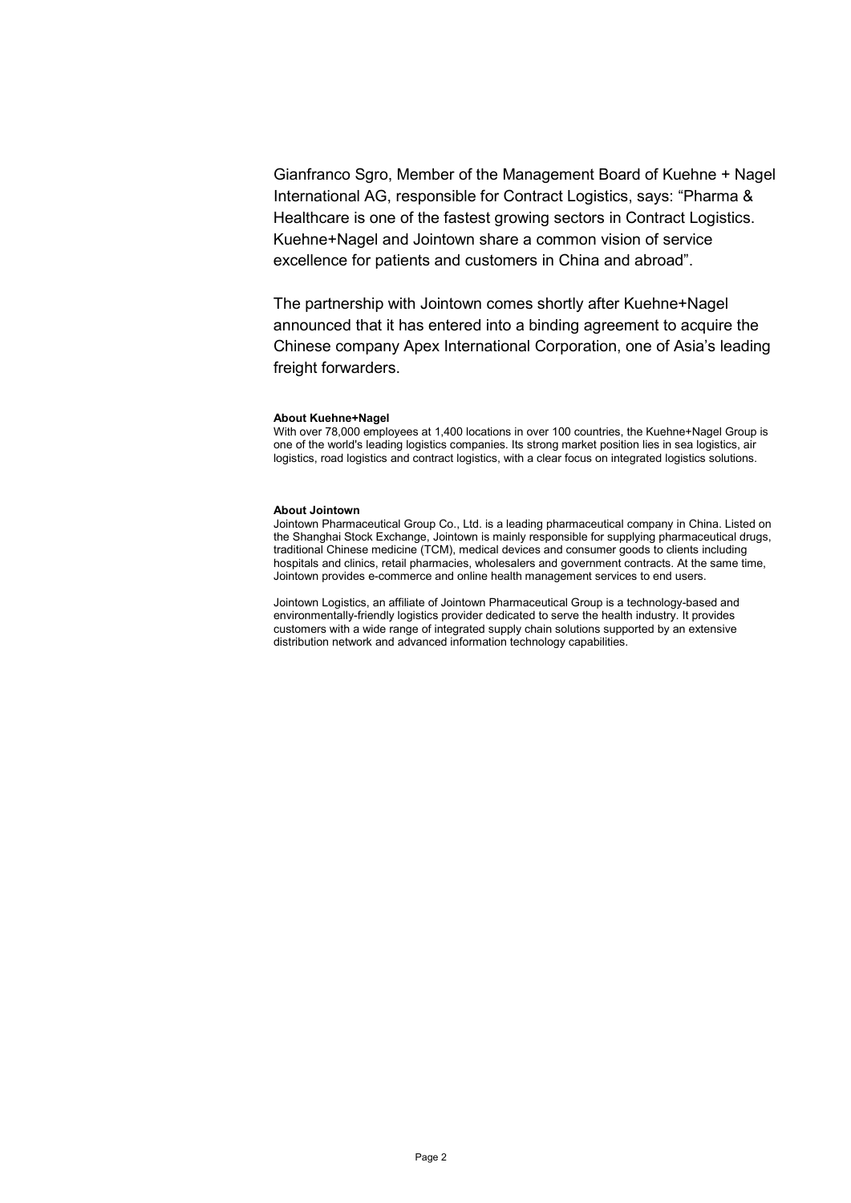Gianfranco Sgro, Member of the Management Board of Kuehne + Nagel International AG, responsible for Contract Logistics, says: “Pharma & Healthcare is one of the fastest growing sectors in Contract Logistics. Kuehne+Nagel and Jointown share a common vision of service excellence for patients and customers in China and abroad”.

The partnership with Jointown comes shortly after Kuehne+Nagel announced that it has entered into a binding agreement to acquire the Chinese company Apex International Corporation, one of Asia’s leading freight forwarders.

**About Kuehne+Nagel**

With over 78,000 employees at 1,400 locations in over 100 countries, the Kuehne+Nagel Group is one of the world's leading logistics companies. Its strong market position lies in sea logistics, air logistics, road logistics and contract logistics, with a clear focus on integrated logistics solutions.

**About Jointown**

Jointown Pharmaceutical Group Co., Ltd. is a leading pharmaceutical company in China. Listed on the Shanghai Stock Exchange, Jointown is mainly responsible for supplying pharmaceutical drugs, traditional Chinese medicine (TCM), medical devices and consumer goods to clients including hospitals and clinics, retail pharmacies, wholesalers and government contracts. At the same time, Jointown provides e-commerce and online health management services to end users.

Jointown Logistics, an affiliate of Jointown Pharmaceutical Group is a technology-based and environmentally-friendly logistics provider dedicated to serve the health industry. It provides customers with a wide range of integrated supply chain solutions supported by an extensive distribution network and advanced information technology capabilities.